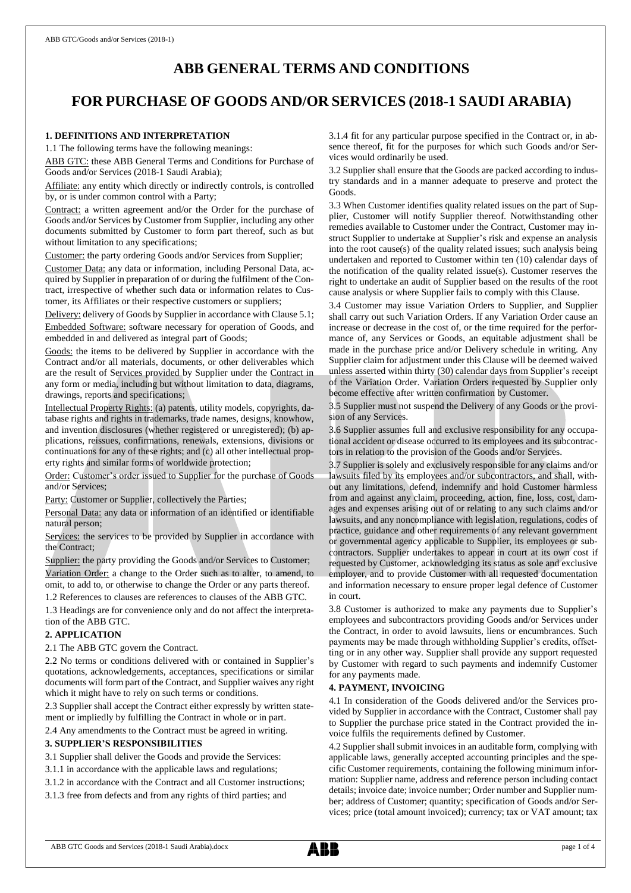# ABB GENERAL TERMS AND CONDITIONS

# FOR PURCHASE OF GOODS AND/OR SERVICES (2018-1 SAUDI ARABIA)

### 1. DEFINITIONS AND INTERPRETATION

1.1 The following terms have the following meanings:

ABB GTC: these ABB General Terms and Conditions for Purchase of Goods and/or Services (2018-1 Saudi Arabia);

Affiliate: any entity which directly or indirectly controls, is controlled by, or is under common control with a Party;

Contract: a written agreement and/or the Order for the purchase of Goods and/or Services by Customer from Supplier, including any other documents submitted by Customer to form part thereof, such as but without limitation to any specifications;

Customer: the party ordering Goods and/or Services from Supplier;

Customer Data: any data or information, including Personal Data, acquired by Supplier in preparation of or during the fulfilment of the Contract, irrespective of whether such data or information relates to Customer, its Affiliates or their respective customers or suppliers;

Delivery: delivery of Goods by Supplier in accordance with Clause 5.1;

Embedded Software: software necessary for operation of Goods, and embedded in and delivered as integral part of Goods;

Goods: the items to be delivered by Supplier in accordance with the Contract and/or all materials, documents, or other deliverables which are the result of Services provided by Supplier under the Contract in any form or media, including but without limitation to data, diagrams, drawings, reports and specifications;

Intellectual Property Rights: (a) patents, utility models, copyrights, database rights and rights in trademarks, trade names, designs, knowhow, and invention disclosures (whether registered or unregistered); (b) applications, reissues, confirmations, renewals, extensions, divisions or continuations for any of these rights; and (c) all other intellectual property rights and similar forms of worldwide protection;

Order: Customer's order issued to Supplier for the purchase of Goods and/or Services;

Party: Customer or Supplier, collectively the Parties;

Personal Data: any data or information of an identified or identifiable natural person;

Services: the services to be provided by Supplier in accordance with the Contract;

Supplier: the party providing the Goods and/or Services to Customer;

Variation Order: a change to the Order such as to alter, to amend, to omit, to add to, or otherwise to change the Order or any parts thereof.

1.2 References to clauses are references to clauses of the ABB GTC.

1.3 Headings are for convenience only and do not affect the interpretation of the ABB GTC.

### 2. APPLICATION

2.1 The ABB GTC govern the Contract.

2.2 No terms or conditions delivered with or contained in Supplier's quotations, acknowledgements, acceptances, specifications or similar documents will form part of the Contract, and Supplier waives any right which it might have to rely on such terms or conditions.

2.3 Supplier shall accept the Contract either expressly by written statement or impliedly by fulfilling the Contract in whole or in part.

2.4 Any amendments to the Contract must be agreed in writing.

### 3. SUPPLIER'S RESPONSIBILITIES

3.1 Supplier shall deliver the Goods and provide the Services:

3.1.1 in accordance with the applicable laws and regulations;

3.1.2 in accordance with the Contract and all Customer instructions;

3.1.3 free from defects and from any rights of third parties; and

3.1.4 fit for any particular purpose specified in the Contract or, in absence thereof, fit for the purposes for which such Goods and/or Services would ordinarily be used.

3.2 Supplier shall ensure that the Goods are packed according to industry standards and in a manner adequate to preserve and protect the Goods.

3.3 When Customer identifies quality related issues on the part of Supplier, Customer will notify Supplier thereof. Notwithstanding other remedies available to Customer under the Contract, Customer may instruct Supplier to undertake at Supplier's risk and expense an analysis into the root cause(s) of the quality related issues; such analysis being undertaken and reported to Customer within ten (10) calendar days of the notification of the quality related issue(s). Customer reserves the right to undertake an audit of Supplier based on the results of the root cause analysis or where Supplier fails to comply with this Clause.

3.4 Customer may issue Variation Orders to Supplier, and Supplier shall carry out such Variation Orders. If any Variation Order cause an increase or decrease in the cost of, or the time required for the performance of, any Services or Goods, an equitable adjustment shall be made in the purchase price and/or Delivery schedule in writing. Any Supplier claim for adjustment under this Clause will be deemed waived unless asserted within thirty (30) calendar days from Supplier's receipt of the Variation Order. Variation Orders requested by Supplier only become effective after written confirmation by Customer.

3.5 Supplier must not suspend the Delivery of any Goods or the provision of any Services.

3.6 Supplier assumes full and exclusive responsibility for any occupational accident or disease occurred to its employees and its subcontractors in relation to the provision of the Goods and/or Services.

3.7 Supplier is solely and exclusively responsible for any claims and/or lawsuits filed by its employees and/or subcontractors, and shall, without any limitations, defend, indemnify and hold Customer harmless from and against any claim, proceeding, action, fine, loss, cost, damages and expenses arising out of or relating to any such claims and/or lawsuits, and any noncompliance with legislation, regulations, codes of practice, guidance and other requirements of any relevant government or governmental agency applicable to Supplier, its employees or subcontractors. Supplier undertakes to appear in court at its own cost if requested by Customer, acknowledging its status as sole and exclusive employer, and to provide Customer with all requested documentation and information necessary to ensure proper legal defence of Customer in court.

3.8 Customer is authorized to make any payments due to Supplier's employees and subcontractors providing Goods and/or Services under the Contract, in order to avoid lawsuits, liens or encumbrances. Such payments may be made through withholding Supplier's credits, offsetting or in any other way. Supplier shall provide any support requested by Customer with regard to such payments and indemnify Customer for any payments made.

### 4. PAYMENT, INVOICING

4.1 In consideration of the Goods delivered and/or the Services provided by Supplier in accordance with the Contract, Customer shall pay to Supplier the purchase price stated in the Contract provided the invoice fulfils the requirements defined by Customer.

4.2 Supplier shall submit invoices in an auditable form, complying with applicable laws, generally accepted accounting principles and the specific Customer requirements, containing the following minimum information: Supplier name, address and reference person including contact details; invoice date; invoice number; Order number and Supplier number; address of Customer; quantity; specification of Goods and/or Services; price (total amount invoiced); currency; tax or VAT amount; tax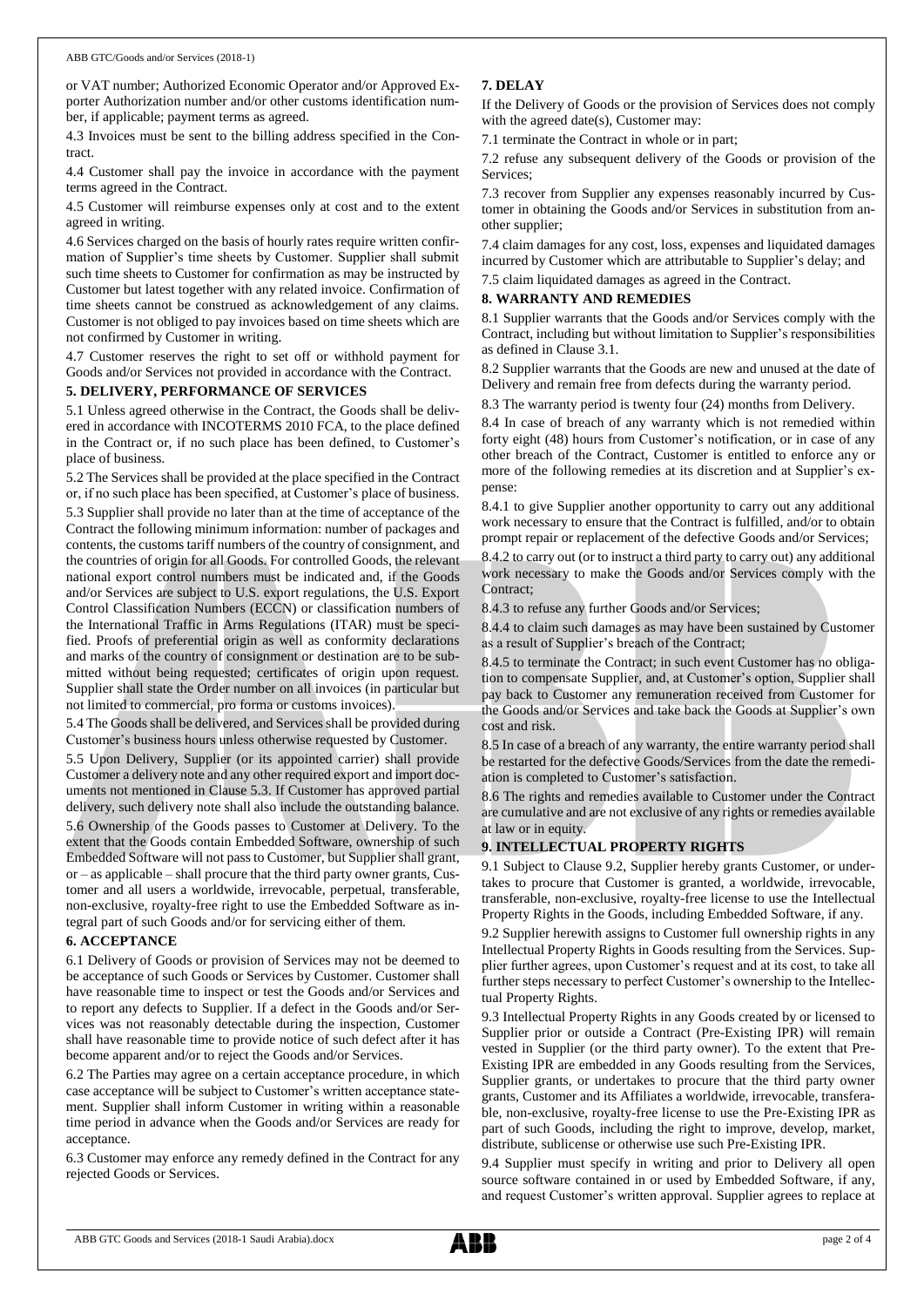or VAT number; Authorized Economic Operator and/or Approved Exporter Authorization number and/or other customs identification number, if applicable; payment terms as agreed.

4.3 Invoices must be sent to the billing address specified in the Contract.

4.4 Customer shall pay the invoice in accordance with the payment terms agreed in the Contract.

4.5 Customer will reimburse expenses only at cost and to the extent agreed in writing.

4.6 Services charged on the basis of hourly rates require written confirmation of Supplier's time sheets by Customer. Supplier shall submit such time sheets to Customer for confirmation as may be instructed by Customer but latest together with any related invoice. Confirmation of time sheets cannot be construed as acknowledgement of any claims. Customer is not obliged to pay invoices based on time sheets which are not confirmed by Customer in writing.

4.7 Customer reserves the right to set off or withhold payment for Goods and/or Services not provided in accordance with the Contract.

## 5. DELIVERY, PERFORMANCE OF SERVICES

5.1 Unless agreed otherwise in the Contract, the Goods shall be delivered in accordance with INCOTERMS 2010 FCA, to the place defined in the Contract or, if no such place has been defined, to Customer's place of business.

5.2 The Services shall be provided at the place specified in the Contract or, if no such place has been specified, at Customer's place of business.

5.3 Supplier shall provide no later than at the time of acceptance of the Contract the following minimum information: number of packages and contents, the customs tariff numbers of the country of consignment, and the countries of origin for all Goods. For controlled Goods, the relevant national export control numbers must be indicated and, if the Goods and/or Services are subject to U.S. export regulations, the U.S. Export Control Classification Numbers (ECCN) or classification numbers of the International Traffic in Arms Regulations (ITAR) must be specified. Proofs of preferential origin as well as conformity declarations and marks of the country of consignment or destination are to be submitted without being requested; certificates of origin upon request. Supplier shall state the Order number on all invoices (in particular but not limited to commercial, pro forma or customs invoices).

5.4 The Goods shall be delivered, and Services shall be provided during Customer's business hours unless otherwise requested by Customer.

5.5 Upon Delivery, Supplier (or its appointed carrier) shall provide Customer a delivery note and any other required export and import documents not mentioned in Clause 5.3. If Customer has approved partial delivery, such delivery note shall also include the outstanding balance.

5.6 Ownership of the Goods passes to Customer at Delivery. To the extent that the Goods contain Embedded Software, ownership of such Embedded Software will not pass to Customer, but Supplier shall grant, or – as applicable – shall procure that the third party owner grants, Customer and all users a worldwide, irrevocable, perpetual, transferable, non-exclusive, royalty-free right to use the Embedded Software as integral part of such Goods and/or for servicing either of them.

## 6. ACCEPTANCE

6.1 Delivery of Goods or provision of Services may not be deemed to be acceptance of such Goods or Services by Customer. Customer shall have reasonable time to inspect or test the Goods and/or Services and to report any defects to Supplier. If a defect in the Goods and/or Services was not reasonably detectable during the inspection, Customer shall have reasonable time to provide notice of such defect after it has become apparent and/or to reject the Goods and/or Services.

6.2 The Parties may agree on a certain acceptance procedure, in which case acceptance will be subject to Customer's written acceptance statement. Supplier shall inform Customer in writing within a reasonable time period in advance when the Goods and/or Services are ready for acceptance.

6.3 Customer may enforce any remedy defined in the Contract for any rejected Goods or Services.

## 7. DELAY

If the Delivery of Goods or the provision of Services does not comply with the agreed date(s), Customer may:

7.1 terminate the Contract in whole or in part;

7.2 refuse any subsequent delivery of the Goods or provision of the Services;

7.3 recover from Supplier any expenses reasonably incurred by Customer in obtaining the Goods and/or Services in substitution from another supplier;

7.4 claim damages for any cost, loss, expenses and liquidated damages incurred by Customer which are attributable to Supplier's delay; and

7.5 claim liquidated damages as agreed in the Contract.

## 8. WARRANTY AND REMEDIES

8.1 Supplier warrants that the Goods and/or Services comply with the Contract, including but without limitation to Supplier's responsibilities as defined in Clause 3.1.

8.2 Supplier warrants that the Goods are new and unused at the date of Delivery and remain free from defects during the warranty period.

8.3 The warranty period is twenty four (24) months from Delivery.

8.4 In case of breach of any warranty which is not remedied within forty eight (48) hours from Customer's notification, or in case of any other breach of the Contract, Customer is entitled to enforce any or more of the following remedies at its discretion and at Supplier's expense:

8.4.1 to give Supplier another opportunity to carry out any additional work necessary to ensure that the Contract is fulfilled, and/or to obtain prompt repair or replacement of the defective Goods and/or Services;

8.4.2 to carry out (or to instruct a third party to carry out) any additional work necessary to make the Goods and/or Services comply with the Contract;

8.4.3 to refuse any further Goods and/or Services;

8.4.4 to claim such damages as may have been sustained by Customer as a result of Supplier's breach of the Contract;

8.4.5 to terminate the Contract; in such event Customer has no obligation to compensate Supplier, and, at Customer's option, Supplier shall pay back to Customer any remuneration received from Customer for the Goods and/or Services and take back the Goods at Supplier's own cost and risk.

8.5 In case of a breach of any warranty, the entire warranty period shall be restarted for the defective Goods/Services from the date the remediation is completed to Customer's satisfaction.

8.6 The rights and remedies available to Customer under the Contract are cumulative and are not exclusive of any rights or remedies available at law or in equity.

## 9. INTELLECTUAL PROPERTY RIGHTS

9.1 Subject to Clause 9.2, Supplier hereby grants Customer, or undertakes to procure that Customer is granted, a worldwide, irrevocable, transferable, non-exclusive, royalty-free license to use the Intellectual Property Rights in the Goods, including Embedded Software, if any.

9.2 Supplier herewith assigns to Customer full ownership rights in any Intellectual Property Rights in Goods resulting from the Services. Supplier further agrees, upon Customer's request and at its cost, to take all further steps necessary to perfect Customer's ownership to the Intellectual Property Rights.

9.3 Intellectual Property Rights in any Goods created by or licensed to Supplier prior or outside a Contract (Pre-Existing IPR) will remain vested in Supplier (or the third party owner). To the extent that Pre-Existing IPR are embedded in any Goods resulting from the Services, Supplier grants, or undertakes to procure that the third party owner grants, Customer and its Affiliates a worldwide, irrevocable, transferable, non-exclusive, royalty-free license to use the Pre-Existing IPR as part of such Goods, including the right to improve, develop, market, distribute, sublicense or otherwise use such Pre-Existing IPR.

9.4 Supplier must specify in writing and prior to Delivery all open source software contained in or used by Embedded Software, if any, and request Customer's written approval. Supplier agrees to replace at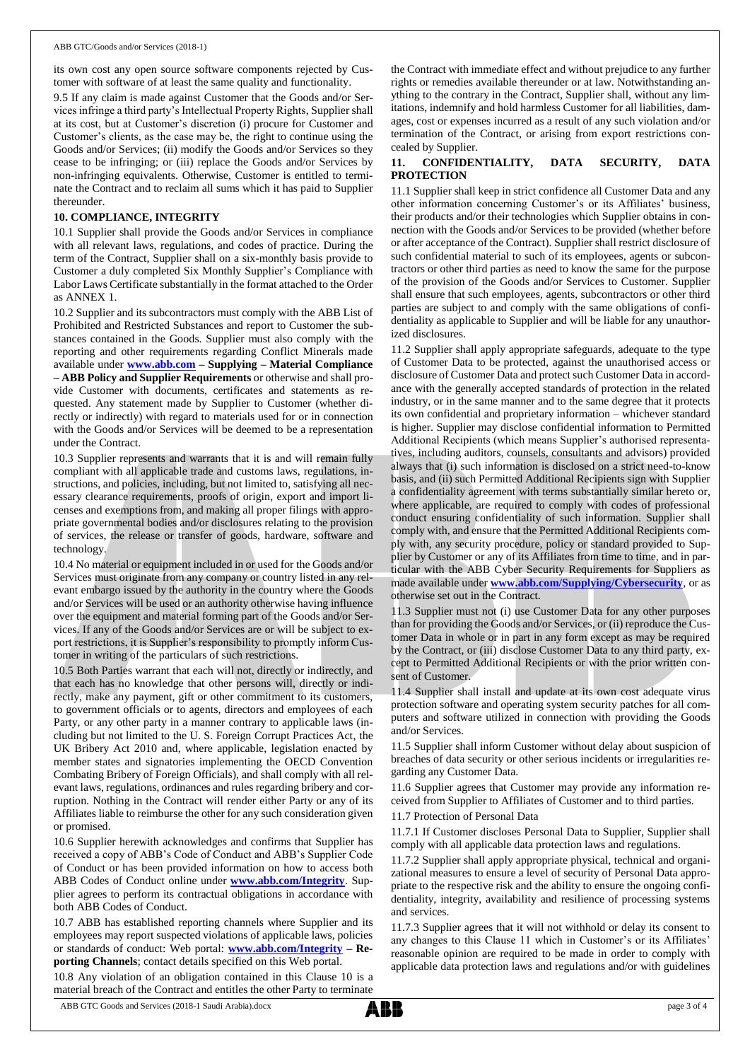its own cost any open source software components rejected by Customer with software of at least the same quality and functionality.

9.5 If any claim is made against Customer that the Goods and/or Services infringe a third party's Intellectual Property Rights, Supplier shall at its cost, but at Customer's discretion (i) procure for Customer and Customer's clients, as the case may be, the right to continue using the Goods and/or Services; (ii) modify the Goods and/or Services so they cease to be infringing; or (iii) replace the Goods and/or Services by non-infringing equivalents. Otherwise, Customer is entitled to terminate the Contract and to reclaim all sums which it has paid to Supplier thereunder.

## 10. COMPLIANCE, INTEGRITY

10.1 Supplier shall provide the Goods and/or Services in compliance with all relevant laws, regulations, and codes of practice. During the term of the Contract, Supplier shall on a six-monthly basis provide to Customer a duly completed Six Monthly Supplier's Compliance with Labor Laws Certificate substantially in the format attached to the Order as ANNEX 1.

10.2 Supplier and its subcontractors must comply with the ABB List of Prohibited and Restricted Substances and report to Customer the substances contained in the Goods. Supplier must also comply with the reporting and other requirements regarding Conflict Minerals made available under **www.abb.com – Supplying – Material Compliance – ABB Policy and Supplier Requirements** or otherwise and shall provide Customer with documents, certificates and statements as requested. Any statement made by Supplier to Customer (whether directly or indirectly) with regard to materials used for or in connection with the Goods and/or Services will be deemed to be a representation under the Contract.

10.3 Supplier represents and warrants that it is and will remain fully compliant with all applicable trade and customs laws, regulations, instructions, and policies, including, but not limited to, satisfying all necessary clearance requirements, proofs of origin, export and import licenses and exemptions from, and making all proper filings with appropriate governmental bodies and/or disclosures relating to the provision of services, the release or transfer of goods, hardware, software and technology.

10.4 No material or equipment included in or used for the Goods and/or Services must originate from any company or country listed in any relevant embargo issued by the authority in the country where the Goods and/or Services will be used or an authority otherwise having influence over the equipment and material forming part of the Goods and/or Services. If any of the Goods and/or Services are or will be subject to export restrictions, it is Supplier's responsibility to promptly inform Customer in writing of the particulars of such restrictions.

10.5 Both Parties warrant that each will not, directly or indirectly, and that each has no knowledge that other persons will, directly or indirectly, make any payment, gift or other commitment to its customers, to government officials or to agents, directors and employees of each Party, or any other party in a manner contrary to applicable laws (including but not limited to the U. S. Foreign Corrupt Practices Act, the UK Bribery Act 2010 and, where applicable, legislation enacted by member states and signatories implementing the OECD Convention Combating Bribery of Foreign Officials), and shall comply with all relevant laws, regulations, ordinances and rules regarding bribery and corruption. Nothing in the Contract will render either Party or any of its Affiliates liable to reimburse the other for any such consideration given or promised.

10.6 Supplier herewith acknowledges and confirms that Supplier has received a copy of ABB's Code of Conduct and ABB's Supplier Code of Conduct or has been provided information on how to access both ABB Codes of Conduct online under **www.abb.com/Integrity**. Supplier agrees to perform its contractual obligations in accordance with both ABB Codes of Conduct.

10.7 ABB has established reporting channels where Supplier and its employees may report suspected violations of applicable laws, policies or standards of conduct: Web portal: **www.abb.com/Integrity – Reporting Channels**; contact details specified on this Web portal.

10.8 Any violation of an obligation contained in this Clause 10 is a material breach of the Contract and entitles the other Party to terminate the Contract with immediate effect and without prejudice to any further rights or remedies available thereunder or at law. Notwithstanding anything to the contrary in the Contract, Supplier shall, without any limitations, indemnify and hold harmless Customer for all liabilities, damages, cost or expenses incurred as a result of any such violation and/or termination of the Contract, or arising from export restrictions concealed by Supplier.

## 11. CONFIDENTIALITY, DATA SECURITY, DATA PROTECTION

11.1 Supplier shall keep in strict confidence all Customer Data and any other information concerning Customer's or its Affiliates' business, their products and/or their technologies which Supplier obtains in connection with the Goods and/or Services to be provided (whether before or after acceptance of the Contract). Supplier shall restrict disclosure of such confidential material to such of its employees, agents or subcontractors or other third parties as need to know the same for the purpose of the provision of the Goods and/or Services to Customer. Supplier shall ensure that such employees, agents, subcontractors or other third parties are subject to and comply with the same obligations of confidentiality as applicable to Supplier and will be liable for any unauthorized disclosures.

11.2 Supplier shall apply appropriate safeguards, adequate to the type of Customer Data to be protected, against the unauthorised access or disclosure of Customer Data and protect such Customer Data in accordance with the generally accepted standards of protection in the related industry, or in the same manner and to the same degree that it protects its own confidential and proprietary information – whichever standard is higher. Supplier may disclose confidential information to Permitted Additional Recipients (which means Supplier's authorised representatives, including auditors, counsels, consultants and advisors) provided always that (i) such information is disclosed on a strict need-to-know basis, and (ii) such Permitted Additional Recipients sign with Supplier a confidentiality agreement with terms substantially similar hereto or, where applicable, are required to comply with codes of professional conduct ensuring confidentiality of such information. Supplier shall comply with, and ensure that the Permitted Additional Recipients comply with, any security procedure, policy or standard provided to Supplier by Customer or any of its Affiliates from time to time, and in particular with the ABB Cyber Security Requirements for Suppliers as made available under **www.abb.com/Supplying/Cybersecurity**, or as otherwise set out in the Contract.

11.3 Supplier must not (i) use Customer Data for any other purposes than for providing the Goods and/or Services, or (ii) reproduce the Customer Data in whole or in part in any form except as may be required by the Contract, or (iii) disclose Customer Data to any third party, except to Permitted Additional Recipients or with the prior written consent of Customer.

11.4 Supplier shall install and update at its own cost adequate virus protection software and operating system security patches for all computers and software utilized in connection with providing the Goods and/or Services.

11.5 Supplier shall inform Customer without delay about suspicion of breaches of data security or other serious incidents or irregularities regarding any Customer Data.

11.6 Supplier agrees that Customer may provide any information received from Supplier to Affiliates of Customer and to third parties.

11.7 Protection of Personal Data

11.7.1 If Customer discloses Personal Data to Supplier, Supplier shall comply with all applicable data protection laws and regulations.

11.7.2 Supplier shall apply appropriate physical, technical and organizational measures to ensure a level of security of Personal Data appropriate to the respective risk and the ability to ensure the ongoing confidentiality, integrity, availability and resilience of processing systems and services.

11.7.3 Supplier agrees that it will not withhold or delay its consent to any changes to this Clause 11 which in Customer's or its Affiliates' reasonable opinion are required to be made in order to comply with applicable data protection laws and regulations and/or with guidelines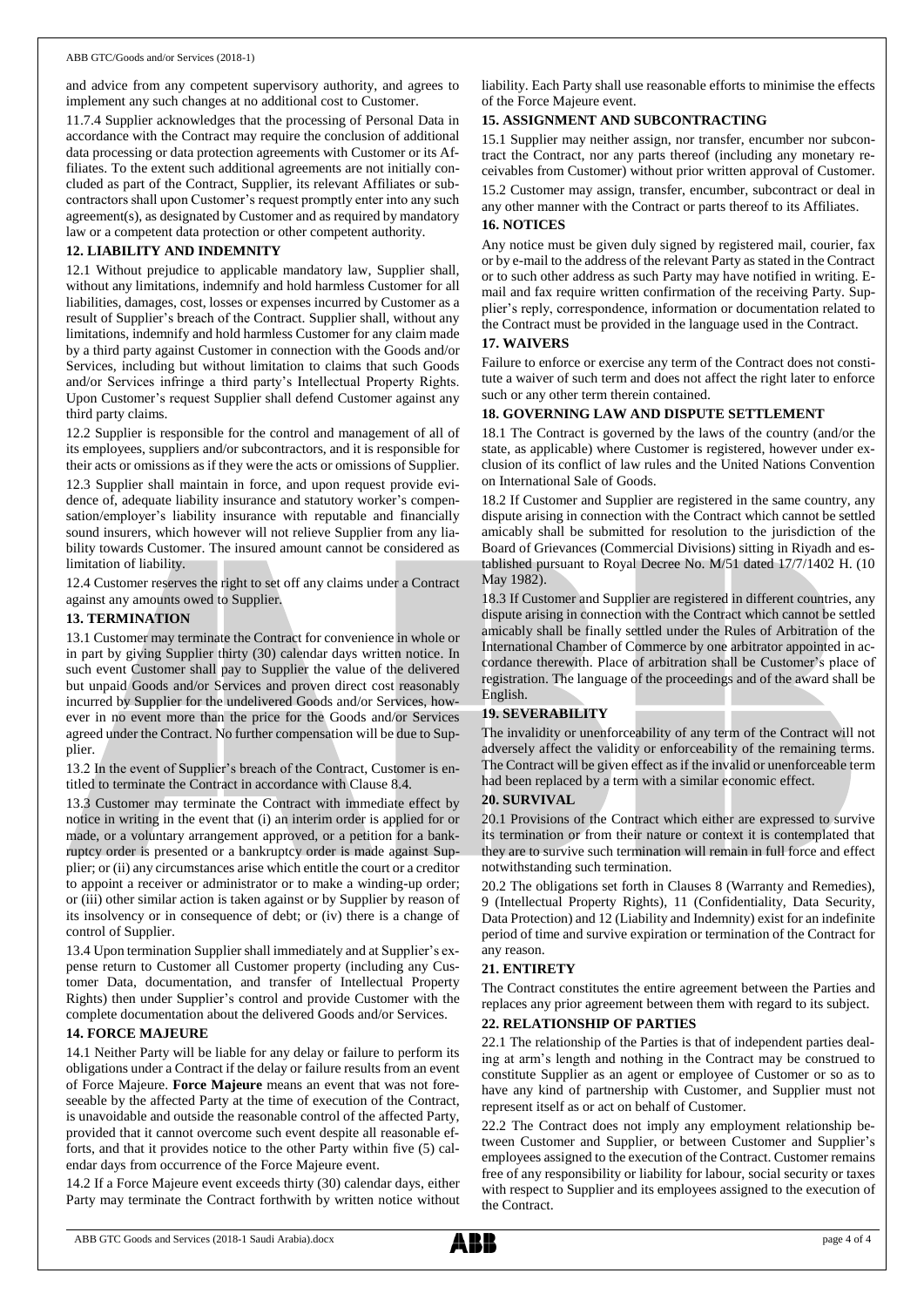and advice from any competent supervisory authority, and agrees to implement any such changes at no additional cost to Customer.

11.7.4 Supplier acknowledges that the processing of Personal Data in accordance with the Contract may require the conclusion of additional data processing or data protection agreements with Customer or its Affiliates. To the extent such additional agreements are not initially concluded as part of the Contract, Supplier, its relevant Affiliates or subcontractors shall upon Customer's request promptly enter into any such agreement(s), as designated by Customer and as required by mandatory law or a competent data protection or other competent authority.

## 12. LIABILITY AND INDEMNITY

12.1 Without prejudice to applicable mandatory law, Supplier shall, without any limitations, indemnify and hold harmless Customer for all liabilities, damages, cost, losses or expenses incurred by Customer as a result of Supplier's breach of the Contract. Supplier shall, without any limitations, indemnify and hold harmless Customer for any claim made by a third party against Customer in connection with the Goods and/or Services, including but without limitation to claims that such Goods and/or Services infringe a third party's Intellectual Property Rights. Upon Customer's request Supplier shall defend Customer against any third party claims.

12.2 Supplier is responsible for the control and management of all of its employees, suppliers and/or subcontractors, and it is responsible for their acts or omissions as if they were the acts or omissions of Supplier.

12.3 Supplier shall maintain in force, and upon request provide evidence of, adequate liability insurance and statutory worker's compensation/employer's liability insurance with reputable and financially sound insurers, which however will not relieve Supplier from any liability towards Customer. The insured amount cannot be considered as limitation of liability.

12.4 Customer reserves the right to set off any claims under a Contract against any amounts owed to Supplier.

## 13. TERMINATION

13.1 Customer may terminate the Contract for convenience in whole or in part by giving Supplier thirty (30) calendar days written notice. In such event Customer shall pay to Supplier the value of the delivered but unpaid Goods and/or Services and proven direct cost reasonably incurred by Supplier for the undelivered Goods and/or Services, however in no event more than the price for the Goods and/or Services agreed under the Contract. No further compensation will be due to Supplier.

13.2 In the event of Supplier's breach of the Contract, Customer is entitled to terminate the Contract in accordance with Clause 8.4.

13.3 Customer may terminate the Contract with immediate effect by notice in writing in the event that (i) an interim order is applied for or made, or a voluntary arrangement approved, or a petition for a bankruptcy order is presented or a bankruptcy order is made against Supplier; or (ii) any circumstances arise which entitle the court or a creditor to appoint a receiver or administrator or to make a winding-up order; or (iii) other similar action is taken against or by Supplier by reason of its insolvency or in consequence of debt; or (iv) there is a change of control of Supplier.

13.4 Upon termination Supplier shall immediately and at Supplier's expense return to Customer all Customer property (including any Customer Data, documentation, and transfer of Intellectual Property Rights) then under Supplier's control and provide Customer with the complete documentation about the delivered Goods and/or Services.

## 14. FORCE MAJEURE

14.1 Neither Party will be liable for any delay or failure to perform its obligations under a Contract if the delay or failure results from an event of Force Majeure. **Force Majeure** means an event that was not foreseeable by the affected Party at the time of execution of the Contract, is unavoidable and outside the reasonable control of the affected Party, provided that it cannot overcome such event despite all reasonable efforts, and that it provides notice to the other Party within five (5) calendar days from occurrence of the Force Majeure event.

14.2 If a Force Majeure event exceeds thirty (30) calendar days, either Party may terminate the Contract forthwith by written notice without liability. Each Party shall use reasonable efforts to minimise the effects of the Force Majeure event.

## 15. ASSIGNMENT AND SUBCONTRACTING

15.1 Supplier may neither assign, nor transfer, encumber nor subcontract the Contract, nor any parts thereof (including any monetary receivables from Customer) without prior written approval of Customer.

15.2 Customer may assign, transfer, encumber, subcontract or deal in any other manner with the Contract or parts thereof to its Affiliates.

## 16. NOTICES

Any notice must be given duly signed by registered mail, courier, fax or by e-mail to the address of the relevant Party as stated in the Contract or to such other address as such Party may have notified in writing. E-mail and fax require written confirmation of the receiving Party. Supplier's reply, correspondence, information or documentation related to the Contract must be provided in the language used in the Contract.

## 17. WAIVERS

Failure to enforce or exercise any term of the Contract does not constitute a waiver of such term and does not affect the right later to enforce such or any other term therein contained.

## 18. GOVERNING LAW AND DISPUTE SETTLEMENT

18.1 The Contract is governed by the laws of the country (and/or the state, as applicable) where Customer is registered, however under exclusion of its conflict of law rules and the United Nations Convention on International Sale of Goods.

18.2 If Customer and Supplier are registered in the same country, any dispute arising in connection with the Contract which cannot be settled amicably shall be submitted for resolution to the jurisdiction of the Board of Grievances (Commercial Divisions) sitting in Riyadh and established pursuant to Royal Decree No. M/51 dated 17/7/1402 H. (10 May 1982).

18.3 If Customer and Supplier are registered in different countries, any dispute arising in connection with the Contract which cannot be settled amicably shall be finally settled under the Rules of Arbitration of the International Chamber of Commerce by one arbitrator appointed in accordance therewith. Place of arbitration shall be Customer's place of registration. The language of the proceedings and of the award shall be English.

## 19. SEVERABILITY

The invalidity or unenforceability of any term of the Contract will not adversely affect the validity or enforceability of the remaining terms. The Contract will be given effect as if the invalid or unenforceable term had been replaced by a term with a similar economic effect.

## 20. SURVIVAL

20.1 Provisions of the Contract which either are expressed to survive its termination or from their nature or context it is contemplated that they are to survive such termination will remain in full force and effect notwithstanding such termination.

20.2 The obligations set forth in Clauses 8 (Warranty and Remedies), 9 (Intellectual Property Rights), 11 (Confidentiality, Data Security, Data Protection) and 12 (Liability and Indemnity) exist for an indefinite period of time and survive expiration or termination of the Contract for any reason.

## 21. ENTIRETY

The Contract constitutes the entire agreement between the Parties and replaces any prior agreement between them with regard to its subject.

## 22. RELATIONSHIP OF PARTIES

22.1 The relationship of the Parties is that of independent parties dealing at arm's length and nothing in the Contract may be construed to constitute Supplier as an agent or employee of Customer or so as to have any kind of partnership with Customer, and Supplier must not represent itself as or act on behalf of Customer.

22.2 The Contract does not imply any employment relationship between Customer and Supplier, or between Customer and Supplier's employees assigned to the execution of the Contract. Customer remains free of any responsibility or liability for labour, social security or taxes with respect to Supplier and its employees assigned to the execution of the Contract.